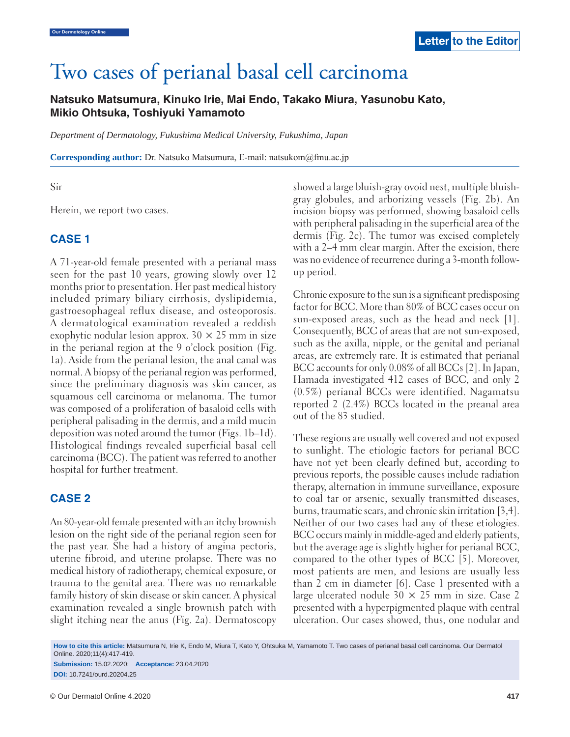Letter to the Editor

# Two cases of perianal basal cell carcinoma

**Natsuko Matsumura, Kinuko Irie, Mai Endo, Takako Miura, Yasunobu Kato, Mikio Ohtsuka, Toshiyuki Yamamoto**

*Department of Dermatology, Fukushima Medical University, Fukushima, Japan*

**Corresponding author:** Dr. Natsuko Matsumura, E-mail: natsukom@fmu.ac.jp

Sir

Herein, we report two cases.

## CASE 1

A 71-year-old female presented with a perianal mass seen for the past 10 years, growing slowly over 12 months prior to presentation. Her past medical history included primary biliary cirrhosis, dyslipidemia, gastroesophageal reflux disease, and osteoporosis. A dermatological examination revealed a reddish exophytic nodular lesion approx. 30 × 25 mm in size in the perianal region at the 9 o'clock position (Fig. 1a). Aside from the perianal lesion, the anal canal was normal. A biopsy of the perianal region was performed, since the preliminary diagnosis was skin cancer, as squamous cell carcinoma or melanoma. The tumor was composed of a proliferation of basaloid cells with peripheral palisading in the dermis, and a mild mucin deposition was noted around the tumor (Figs. 1b–1d). Histological findings revealed superficial basal cell carcinoma (BCC). The patient was referred to another hospital for further treatment.

## CASE 2

An 80-year-old female presented with an itchy brownish lesion on the right side of the perianal region seen for the past year. She had a history of angina pectoris, uterine fibroid, and uterine prolapse. There was no medical history of radiotherapy, chemical exposure, or trauma to the genital area. There was no remarkable family history of skin disease or skin cancer. A physical examination revealed a single brownish patch with slight itching near the anus (Fig. 2a). Dermatoscopy showed a large bluish-gray ovoid nest, multiple bluish-gray globules, and arborizing vessels (Fig. 2b). An incision biopsy was performed, showing basaloid cells with peripheral palisading in the superficial area of the dermis (Fig. 2c). The tumor was excised completely with a 2–4 mm clear margin. After the excision, there was no evidence of recurrence during a 3-month follow-up period.

Chronic exposure to the sun is a significant predisposing factor for BCC. More than 80% of BCC cases occur on sun-exposed areas, such as the head and neck [1]. Consequently, BCC of areas that are not sun-exposed, such as the axilla, nipple, or the genital and perianal areas, are extremely rare. It is estimated that perianal BCC accounts for only 0.08% of all BCCs [2]. In Japan, Hamada investigated 412 cases of BCC, and only 2 (0.5%) perianal BCCs were identified. Nagamatsu reported 2 (2.4%) BCCs located in the preanal area out of the 83 studied.

These regions are usually well covered and not exposed to sunlight. The etiologic factors for perianal BCC have not yet been clearly defined but, according to previous reports, the possible causes include radiation therapy, alternation in immune surveillance, exposure to coal tar or arsenic, sexually transmitted diseases, burns, traumatic scars, and chronic skin irritation [3,4]. Neither of our two cases had any of these etiologies. BCC occurs mainly in middle-aged and elderly patients, but the average age is slightly higher for perianal BCC, compared to the other types of BCC [5]. Moreover, most patients are men, and lesions are usually less than 2 cm in diameter [6]. Case 1 presented with a large ulcerated nodule 30 × 25 mm in size. Case 2 presented with a hyperpigmented plaque with central ulceration. Our cases showed, thus, one nodular and

**How to cite this article:** Matsumura N, Irie K, Endo M, Miura T, Kato Y, Ohtsuka M, Yamamoto T. Two cases of perianal basal cell carcinoma. Our Dermatol Online. 2020;11(4):417-419.

**Submission:** 15.02.2020; **Acceptance:** 23.04.2020

**DOI:** 10.7241/ourd.20204.25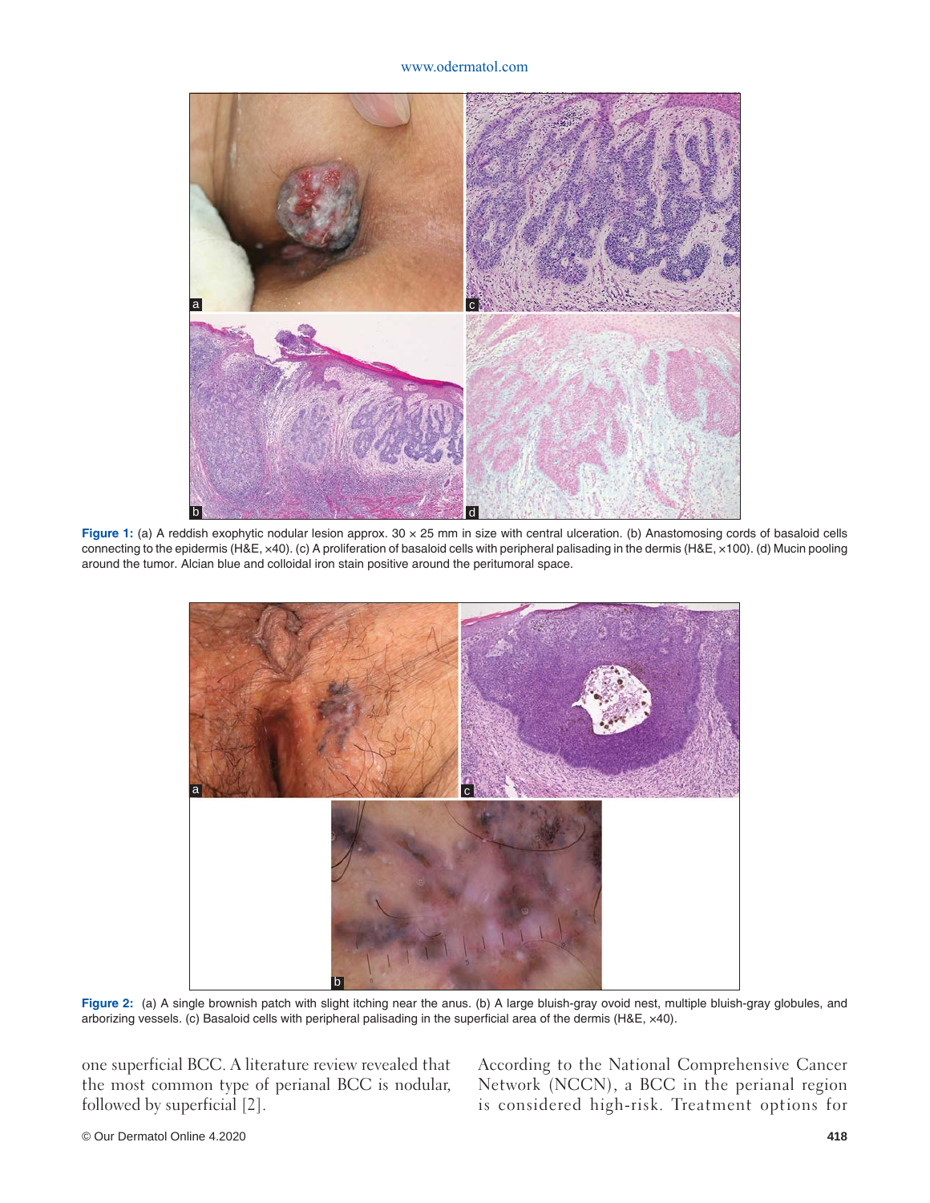**Figure 1:** (a) A reddish exophytic nodular lesion approx. 30 × 25 mm in size with central ulceration. (b) Anastomosing cords of basaloid cells connecting to the epidermis (H&E, ×40). (c) A proliferation of basaloid cells with peripheral palisading in the dermis (H&E, ×100). (d) Mucin pooling around the tumor. Alcian blue and colloidal iron stain positive around the peritumoral space.

**Figure 2:** (a) A single brownish patch with slight itching near the anus. (b) A large bluish-gray ovoid nest, multiple bluish-gray globules, and arborizing vessels. (c) Basaloid cells with peripheral palisading in the superficial area of the dermis (H&E, ×40).

one superficial BCC. A literature review revealed that the most common type of perianal BCC is nodular, followed by superficial [2].

According to the National Comprehensive Cancer Network (NCCN), a BCC in the perianal region is considered high-risk. Treatment options for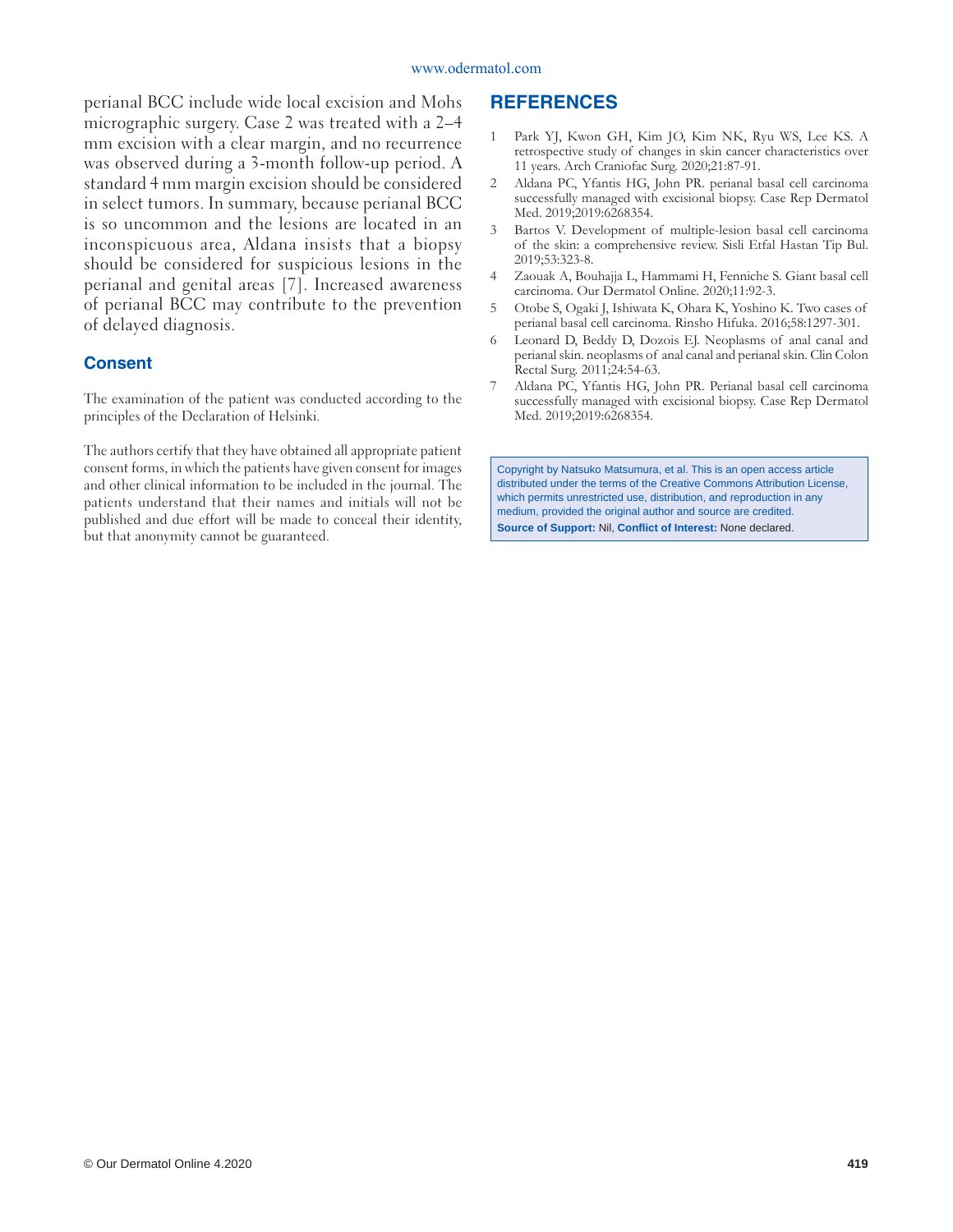perianal BCC include wide local excision and Mohs micrographic surgery. Case 2 was treated with a 2–4 mm excision with a clear margin, and no recurrence was observed during a 3-month follow-up period. A standard 4 mm margin excision should be considered in select tumors. In summary, because perianal BCC is so uncommon and the lesions are located in an inconspicuous area, Aldana insists that a biopsy should be considered for suspicious lesions in the perianal and genital areas [7]. Increased awareness of perianal BCC may contribute to the prevention of delayed diagnosis.

## Consent

The examination of the patient was conducted according to the principles of the Declaration of Helsinki.

The authors certify that they have obtained all appropriate patient consent forms, in which the patients have given consent for images and other clinical information to be included in the journal. The patients understand that their names and initials will not be published and due effort will be made to conceal their identity, but that anonymity cannot be guaranteed.

## REFERENCES

1. Park YJ, Kwon GH, Kim JO, Kim NK, Ryu WS, Lee KS. A retrospective study of changes in skin cancer characteristics over 11 years. Arch Craniofac Surg. 2020;21:87-91.
2. Aldana PC, Yfantis HG, John PR. perianal basal cell carcinoma successfully managed with excisional biopsy. Case Rep Dermatol Med. 2019;2019:6268354.
3. Bartos V. Development of multiple-lesion basal cell carcinoma of the skin: a comprehensive review. Sisli Etfal Hastan Tip Bul. 2019;53:323-8.
4. Zaouak A, Bouhajja L, Hammami H, Fenniche S. Giant basal cell carcinoma. Our Dermatol Online. 2020;11:92-3.
5. Otobe S, Ogaki J, Ishiwata K, Ohara K, Yoshino K. Two cases of perianal basal cell carcinoma. Rinsho Hifuka. 2016;58:1297-301.
6. Leonard D, Beddy D, Dozois EJ. Neoplasms of anal canal and perianal skin. neoplasms of anal canal and perianal skin. Clin Colon Rectal Surg. 2011;24:54-63.
7. Aldana PC, Yfantis HG, John PR. Perianal basal cell carcinoma successfully managed with excisional biopsy. Case Rep Dermatol Med. 2019;2019:6268354.

Copyright by Natsuko Matsumura, et al. This is an open access article distributed under the terms of the Creative Commons Attribution License, which permits unrestricted use, distribution, and reproduction in any medium, provided the original author and source are credited.
**Source of Support:** Nil, **Conflict of Interest:** None declared.